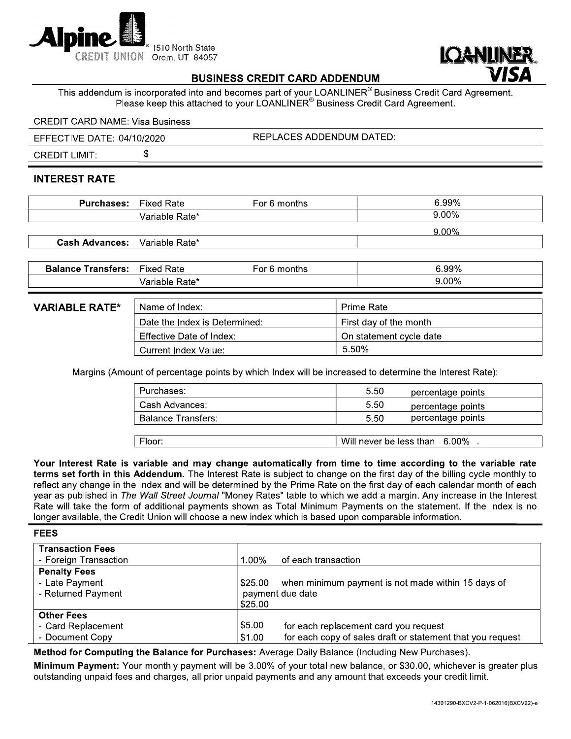Alpine CREDIT UNION® 1510 North State Orem, UT 84057

LOANLINER® VISA

## BUSINESS CREDIT CARD ADDENDUM

This addendum is incorporated into and becomes part of your LOANLINER® Business Credit Card Agreement. Please keep this attached to your LOANLINER® Business Credit Card Agreement.

CREDIT CARD NAME: Visa Business

EFFECTIVE DATE: 04/10/2020 REPLACES ADDENDUM DATED:

CREDIT LIMIT: $

### INTEREST RATE

| | | | |
|---|---|---|---|
| **Purchases:** | Fixed Rate | For 6 months | 6.99% |
| | Variable Rate* | | 9.00% |
| **Cash Advances:** | Variable Rate* | | 9.00% |
| **Balance Transfers:** | Fixed Rate | For 6 months | 6.99% |
| | Variable Rate* | | 9.00% |

### VARIABLE RATE*

| | |
|---|---|
| Name of Index: | Prime Rate |
| Date the Index is Determined: | First day of the month |
| Effective Date of Index: | On statement cycle date |
| Current Index Value: | 5.50% |

Margins (Amount of percentage points by which Index will be increased to determine the Interest Rate):

| | |
|---|---|
| Purchases: | 5.50 percentage points |
| Cash Advances: | 5.50 percentage points |
| Balance Transfers: | 5.50 percentage points |

| | |
|---|---|
| Floor: | Will never be less than 6.00% . |

**Your Interest Rate is variable and may change automatically from time to time according to the variable rate terms set forth in this Addendum.** The Interest Rate is subject to change on the first day of the billing cycle monthly to reflect any change in the Index and will be determined by the Prime Rate on the first day of each calendar month of each year as published in *The Wall Street Journal* "Money Rates" table to which we add a margin. Any increase in the Interest Rate will take the form of additional payments shown as Total Minimum Payments on the statement. If the Index is no longer available, the Credit Union will choose a new index which is based upon comparable information.

### FEES

| | |
|---|---|
| **Transaction Fees** | |
| - Foreign Transaction | 1.00% of each transaction |
| **Penalty Fees** | |
| - Late Payment | $25.00 when minimum payment is not made within 15 days of payment due date |
| - Returned Payment | $25.00 |
| **Other Fees** | |
| - Card Replacement | $5.00 for each replacement card you request |
| - Document Copy | $1.00 for each copy of sales draft or statement that you request |

**Method for Computing the Balance for Purchases:** Average Daily Balance (Including New Purchases).

**Minimum Payment:** Your monthly payment will be 3.00% of your total new balance, or $30.00, whichever is greater plus outstanding unpaid fees and charges, all prior unpaid payments and any amount that exceeds your credit limit.

14301290-BXCV2-P-1-062016(BXCV22)-e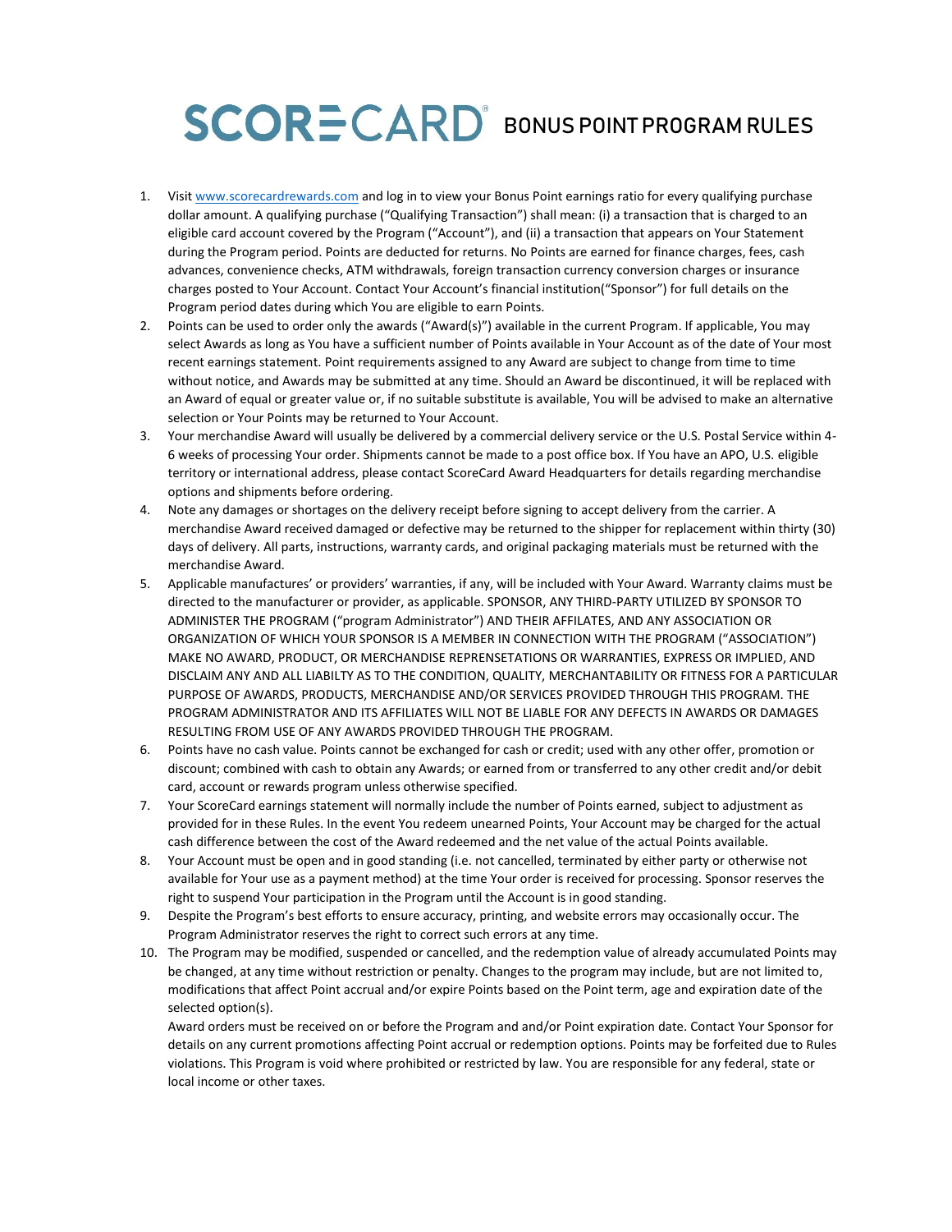# SCORECARD® BONUS POINT PROGRAM RULES

1. Visit www.scorecardrewards.com and log in to view your Bonus Point earnings ratio for every qualifying purchase dollar amount. A qualifying purchase ("Qualifying Transaction") shall mean: (i) a transaction that is charged to an eligible card account covered by the Program ("Account"), and (ii) a transaction that appears on Your Statement during the Program period. Points are deducted for returns. No Points are earned for finance charges, fees, cash advances, convenience checks, ATM withdrawals, foreign transaction currency conversion charges or insurance charges posted to Your Account. Contact Your Account's financial institution("Sponsor") for full details on the Program period dates during which You are eligible to earn Points.
2. Points can be used to order only the awards ("Award(s)") available in the current Program. If applicable, You may select Awards as long as You have a sufficient number of Points available in Your Account as of the date of Your most recent earnings statement. Point requirements assigned to any Award are subject to change from time to time without notice, and Awards may be submitted at any time. Should an Award be discontinued, it will be replaced with an Award of equal or greater value or, if no suitable substitute is available, You will be advised to make an alternative selection or Your Points may be returned to Your Account.
3. Your merchandise Award will usually be delivered by a commercial delivery service or the U.S. Postal Service within 4-6 weeks of processing Your order. Shipments cannot be made to a post office box. If You have an APO, U.S. eligible territory or international address, please contact ScoreCard Award Headquarters for details regarding merchandise options and shipments before ordering.
4. Note any damages or shortages on the delivery receipt before signing to accept delivery from the carrier. A merchandise Award received damaged or defective may be returned to the shipper for replacement within thirty (30) days of delivery. All parts, instructions, warranty cards, and original packaging materials must be returned with the merchandise Award.
5. Applicable manufactures' or providers' warranties, if any, will be included with Your Award. Warranty claims must be directed to the manufacturer or provider, as applicable. SPONSOR, ANY THIRD-PARTY UTILIZED BY SPONSOR TO ADMINISTER THE PROGRAM ("program Administrator") AND THEIR AFFILATES, AND ANY ASSOCIATION OR ORGANIZATION OF WHICH YOUR SPONSOR IS A MEMBER IN CONNECTION WITH THE PROGRAM ("ASSOCIATION") MAKE NO AWARD, PRODUCT, OR MERCHANDISE REPRENSETATIONS OR WARRANTIES, EXPRESS OR IMPLIED, AND DISCLAIM ANY AND ALL LIABILTY AS TO THE CONDITION, QUALITY, MERCHANTABILITY OR FITNESS FOR A PARTICULAR PURPOSE OF AWARDS, PRODUCTS, MERCHANDISE AND/OR SERVICES PROVIDED THROUGH THIS PROGRAM. THE PROGRAM ADMINISTRATOR AND ITS AFFILIATES WILL NOT BE LIABLE FOR ANY DEFECTS IN AWARDS OR DAMAGES RESULTING FROM USE OF ANY AWARDS PROVIDED THROUGH THE PROGRAM.
6. Points have no cash value. Points cannot be exchanged for cash or credit; used with any other offer, promotion or discount; combined with cash to obtain any Awards; or earned from or transferred to any other credit and/or debit card, account or rewards program unless otherwise specified.
7. Your ScoreCard earnings statement will normally include the number of Points earned, subject to adjustment as provided for in these Rules. In the event You redeem unearned Points, Your Account may be charged for the actual cash difference between the cost of the Award redeemed and the net value of the actual Points available.
8. Your Account must be open and in good standing (i.e. not cancelled, terminated by either party or otherwise not available for Your use as a payment method) at the time Your order is received for processing. Sponsor reserves the right to suspend Your participation in the Program until the Account is in good standing.
9. Despite the Program's best efforts to ensure accuracy, printing, and website errors may occasionally occur. The Program Administrator reserves the right to correct such errors at any time.
10. The Program may be modified, suspended or cancelled, and the redemption value of already accumulated Points may be changed, at any time without restriction or penalty. Changes to the program may include, but are not limited to, modifications that affect Point accrual and/or expire Points based on the Point term, age and expiration date of the selected option(s).

    Award orders must be received on or before the Program and and/or Point expiration date. Contact Your Sponsor for details on any current promotions affecting Point accrual or redemption options. Points may be forfeited due to Rules violations. This Program is void where prohibited or restricted by law. You are responsible for any federal, state or local income or other taxes.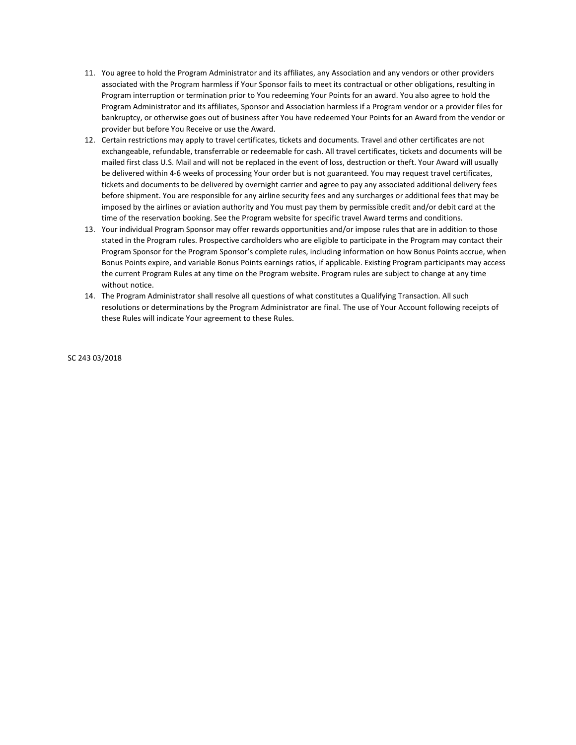11. You agree to hold the Program Administrator and its affiliates, any Association and any vendors or other providers associated with the Program harmless if Your Sponsor fails to meet its contractual or other obligations, resulting in Program interruption or termination prior to You redeeming Your Points for an award. You also agree to hold the Program Administrator and its affiliates, Sponsor and Association harmless if a Program vendor or a provider files for bankruptcy, or otherwise goes out of business after You have redeemed Your Points for an Award from the vendor or provider but before You Receive or use the Award.
12. Certain restrictions may apply to travel certificates, tickets and documents. Travel and other certificates are not exchangeable, refundable, transferrable or redeemable for cash. All travel certificates, tickets and documents will be mailed first class U.S. Mail and will not be replaced in the event of loss, destruction or theft. Your Award will usually be delivered within 4-6 weeks of processing Your order but is not guaranteed. You may request travel certificates, tickets and documents to be delivered by overnight carrier and agree to pay any associated additional delivery fees before shipment. You are responsible for any airline security fees and any surcharges or additional fees that may be imposed by the airlines or aviation authority and You must pay them by permissible credit and/or debit card at the time of the reservation booking. See the Program website for specific travel Award terms and conditions.
13. Your individual Program Sponsor may offer rewards opportunities and/or impose rules that are in addition to those stated in the Program rules. Prospective cardholders who are eligible to participate in the Program may contact their Program Sponsor for the Program Sponsor's complete rules, including information on how Bonus Points accrue, when Bonus Points expire, and variable Bonus Points earnings ratios, if applicable. Existing Program participants may access the current Program Rules at any time on the Program website. Program rules are subject to change at any time without notice.
14. The Program Administrator shall resolve all questions of what constitutes a Qualifying Transaction. All such resolutions or determinations by the Program Administrator are final. The use of Your Account following receipts of these Rules will indicate Your agreement to these Rules.

SC 243 03/2018